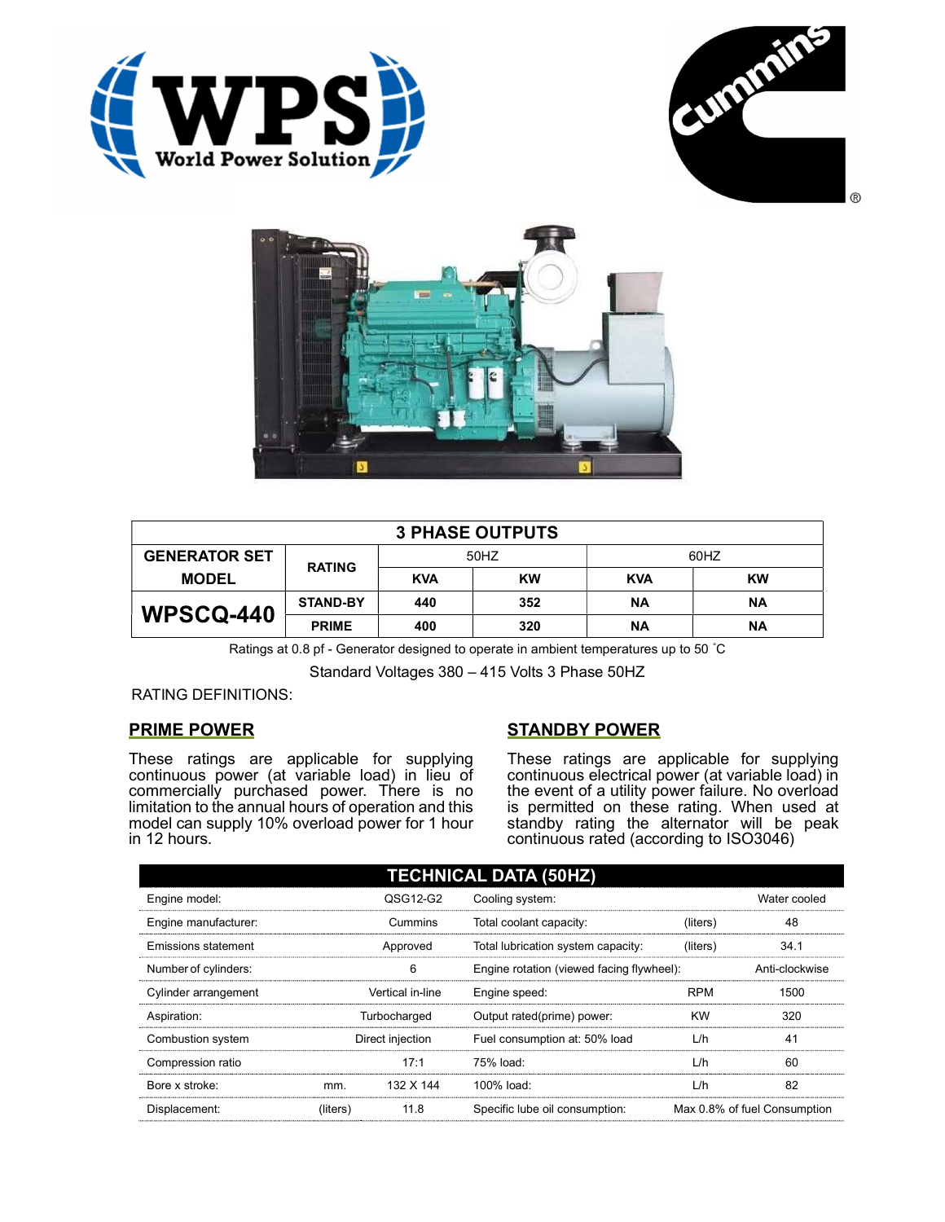| 3 PHASE OUTPUTS | | | | | |
|---|---|---|---|---|---|
| **GENERATOR SET MODEL** | **RATING** | 50HZ | | 60HZ | |
| | | **KVA** | **KW** | **KVA** | **KW** |
| **WPSCQ-440** | **STAND-BY** | **440** | **352** | **NA** | **NA** |
| | **PRIME** | **400** | **320** | **NA** | **NA** |

Ratings at 0.8 pf - Generator designed to operate in ambient temperatures up to 50 ˚C

Standard Voltages 380 – 415 Volts 3 Phase 50HZ

RATING DEFINITIONS:

## PRIME POWER

These ratings are applicable for supplying continuous power (at variable load) in lieu of commercially purchased power. There is no limitation to the annual hours of operation and this model can supply 10% overload power for 1 hour in 12 hours.

## STANDBY POWER

These ratings are applicable for supplying continuous electrical power (at variable load) in the event of a utility power failure. No overload is permitted on these rating. When used at standby rating the alternator will be peak continuous rated (according to ISO3046)

| TECHNICAL DATA (50HZ) | | | | | |
|---|---|---|---|---|---|
| Engine model: | | QSG12-G2 | Cooling system: | | Water cooled |
| Engine manufacturer: | | Cummins | Total coolant capacity: | (liters) | 48 |
| Emissions statement | | Approved | Total lubrication system capacity: | (liters) | 34.1 |
| Number of cylinders: | | 6 | Engine rotation (viewed facing flywheel): | | Anti-clockwise |
| Cylinder arrangement | | Vertical in-line | Engine speed: | RPM | 1500 |
| Aspiration: | | Turbocharged | Output rated(prime) power: | KW | 320 |
| Combustion system | | Direct injection | Fuel consumption at: 50% load | L/h | 41 |
| Compression ratio | | 17:1 | 75% load: | L/h | 60 |
| Bore x stroke: | mm. | 132 X 144 | 100% load: | L/h | 82 |
| Displacement: | (liters) | 11.8 | Specific lube oil consumption: | | Max 0.8% of fuel Consumption |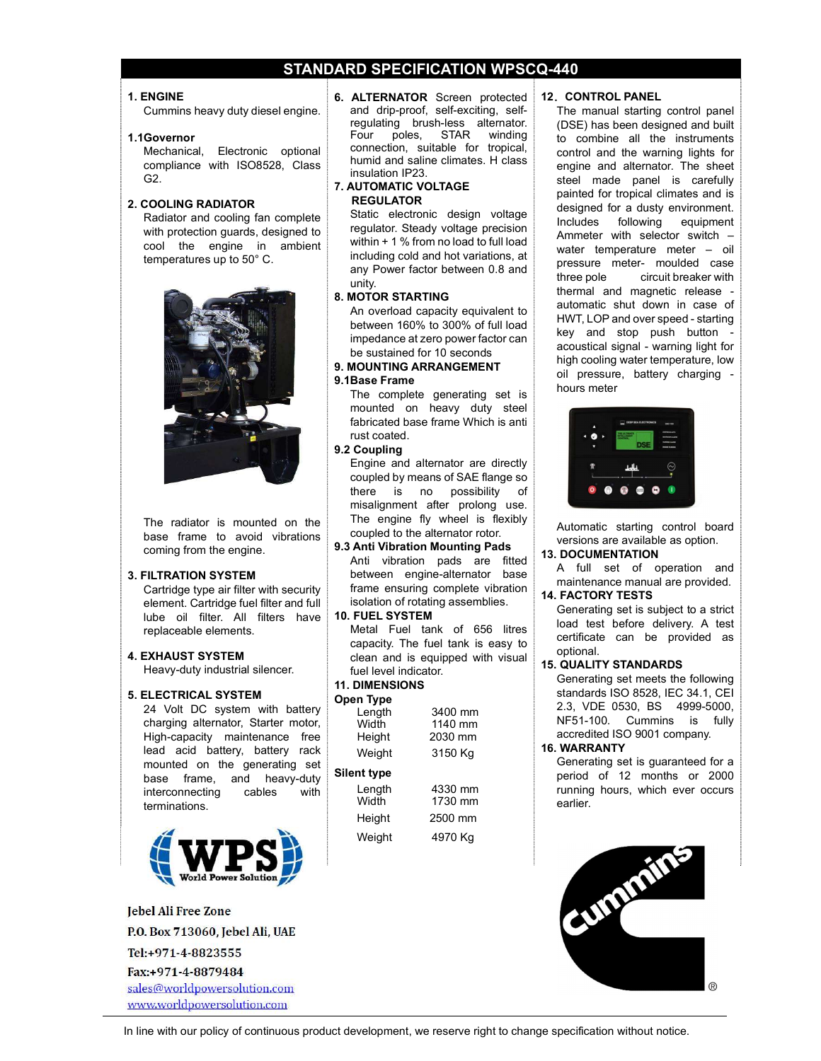# STANDARD SPECIFICATION WPSCQ-440

## 1. ENGINE

Cummins heavy duty diesel engine.

### 1.1Governor

Mechanical, Electronic optional compliance with ISO8528, Class G2.

## 2. COOLING RADIATOR

Radiator and cooling fan complete with protection guards, designed to cool the engine in ambient temperatures up to 50° C.

The radiator is mounted on the base frame to avoid vibrations coming from the engine.

## 3. FILTRATION SYSTEM

Cartridge type air filter with security element. Cartridge fuel filter and full lube oil filter. All filters have replaceable elements.

## 4. EXHAUST SYSTEM

Heavy-duty industrial silencer.

## 5. ELECTRICAL SYSTEM

24 Volt DC system with battery charging alternator, Starter motor, High-capacity maintenance free lead acid battery, battery rack mounted on the generating set base frame, and heavy-duty interconnecting cables with terminations.

## 6. ALTERNATOR

Screen protected and drip-proof, self-exciting, self-regulating brush-less alternator. Four poles, STAR winding connection, suitable for tropical, humid and saline climates. H class insulation IP23.

## 7. AUTOMATIC VOLTAGE REGULATOR

Static electronic design voltage regulator. Steady voltage precision within + 1 % from no load to full load including cold and hot variations, at any Power factor between 0.8 and unity.

## 8. MOTOR STARTING

An overload capacity equivalent to between 160% to 300% of full load impedance at zero power factor can be sustained for 10 seconds

## 9. MOUNTING ARRANGEMENT

### 9.1Base Frame

The complete generating set is mounted on heavy duty steel fabricated base frame Which is anti rust coated.

### 9.2 Coupling

Engine and alternator are directly coupled by means of SAE flange so there is no possibility of misalignment after prolong use. The engine fly wheel is flexibly coupled to the alternator rotor.

### 9.3 Anti Vibration Mounting Pads

Anti vibration pads are fitted between engine-alternator base frame ensuring complete vibration isolation of rotating assemblies.

## 10. FUEL SYSTEM

Metal Fuel tank of 656 litres capacity. The fuel tank is easy to clean and is equipped with visual fuel level indicator.

## 11. DIMENSIONS

**Open Type**

| | |
|---|---|
| Length | 3400 mm |
| Width | 1140 mm |
| Height | 2030 mm |
| Weight | 3150 Kg |

**Silent type**

| | |
|---|---|
| Length | 4330 mm |
| Width | 1730 mm |
| Height | 2500 mm |
| Weight | 4970 Kg |

## 12. CONTROL PANEL

The manual starting control panel (DSE) has been designed and built to combine all the instruments control and the warning lights for engine and alternator. The sheet steel made panel is carefully painted for tropical climates and is designed for a dusty environment. Includes following equipment Ammeter with selector switch – water temperature meter – oil pressure meter- moulded case three pole circuit breaker with thermal and magnetic release - automatic shut down in case of HWT, LOP and over speed - starting key and stop push button - acoustical signal - warning light for high cooling water temperature, low oil pressure, battery charging - hours meter

Automatic starting control board versions are available as option.

## 13. DOCUMENTATION

A full set of operation and maintenance manual are provided.

## 14. FACTORY TESTS

Generating set is subject to a strict load test before delivery. A test certificate can be provided as optional.

## 15. QUALITY STANDARDS

Generating set meets the following standards ISO 8528, IEC 34.1, CEI 2.3, VDE 0530, BS 4999-5000, NF51-100. Cummins is fully accredited ISO 9001 company.

## 16. WARRANTY

Generating set is guaranteed for a period of 12 months or 2000 running hours, which ever occurs earlier.

WPS World Power Solution

Jebel Ali Free Zone
P.O. Box 713060, Jebel Ali, UAE
Tel:+971-4-8823555
Fax:+971-4-8879484
sales@worldpowersolution.com
www.worldpowersolution.com

Cummins®

In line with our policy of continuous product development, we reserve right to change specification without notice.